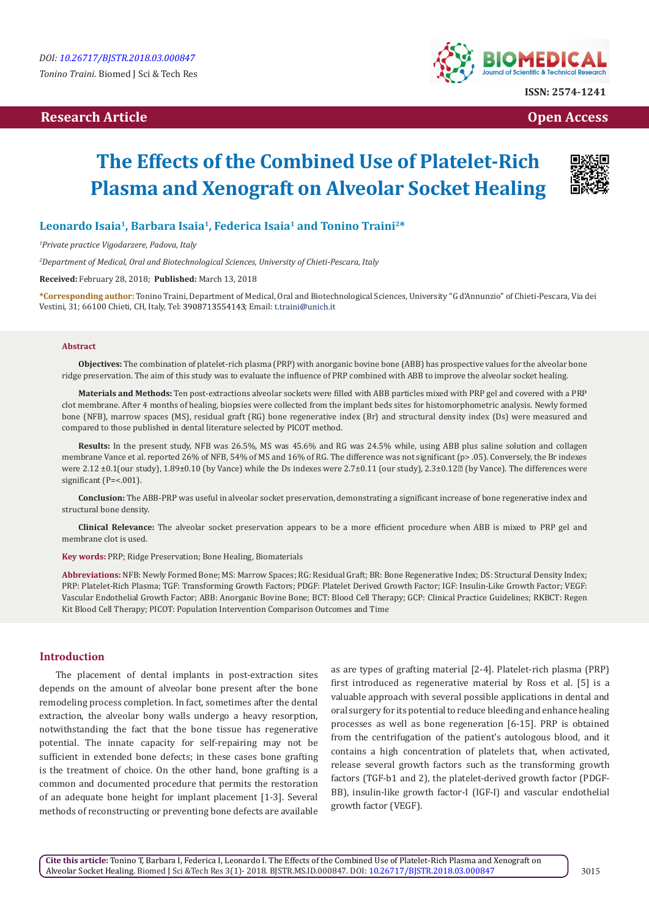DOI: 10.26717/BJSTR.2018.03.000847

*Tonino Traini.* Biomed J Sci & Tech Res

ISSN: 2574-1241

Research Article | Open Access

# The Effects of the Combined Use of Platelet-Rich Plasma and Xenograft on Alveolar Socket Healing

**Leonardo Isaia[1], Barbara Isaia[1], Federica Isaia[1] and Tonino Traini[2]***

[1]*Private practice Vigodarzere, Padova, Italy*

[2]*Department of Medical, Oral and Biotechnological Sciences, University of Chieti-Pescara, Italy*

**Received:** February 28, 2018; **Published:** March 13, 2018

***Corresponding author:** Tonino Traini, Department of Medical, Oral and Biotechnological Sciences, University "G d'Annunzio" of Chieti-Pescara, Via dei Vestini, 31; 66100 Chieti, CH, Italy, Tel: 3908713554143; Email: t.traini@unich.it

## Abstract

**Objectives:** The combination of platelet-rich plasma (PRP) with anorganic bovine bone (ABB) has prospective values for the alveolar bone ridge preservation. The aim of this study was to evaluate the influence of PRP combined with ABB to improve the alveolar socket healing.

**Materials and Methods:** Ten post-extractions alveolar sockets were filled with ABB particles mixed with PRP gel and covered with a PRP clot membrane. After 4 months of healing, biopsies were collected from the implant beds sites for histomorphometric analysis. Newly formed bone (NFB), marrow spaces (MS), residual graft (RG) bone regenerative index (Br) and structural density index (Ds) were measured and compared to those published in dental literature selected by PICOT method.

**Results:** In the present study, NFB was 26.5%, MS was 45.6% and RG was 24.5% while, using ABB plus saline solution and collagen membrane Vance et al. reported 26% of NFB, 54% of MS and 16% of RG. The difference was not significant (p> .05). Conversely, the Br indexes were 2.12 ±0.1(our study), 1.89±0.10 (by Vance) while the Ds indexes were 2.7±0.11 (our study), 2.3±0.12 (by Vance). The differences were significant (P=<.001).

**Conclusion:** The ABB-PRP was useful in alveolar socket preservation, demonstrating a significant increase of bone regenerative index and structural bone density.

**Clinical Relevance:** The alveolar socket preservation appears to be a more efficient procedure when ABB is mixed to PRP gel and membrane clot is used.

**Key words:** PRP; Ridge Preservation; Bone Healing, Biomaterials

**Abbreviations:** NFB: Newly Formed Bone; MS: Marrow Spaces; RG: Residual Graft; BR: Bone Regenerative Index; DS: Structural Density Index; PRP: Platelet-Rich Plasma; TGF: Transforming Growth Factors; PDGF: Platelet Derived Growth Factor; IGF: Insulin-Like Growth Factor; VEGF: Vascular Endothelial Growth Factor; ABB: Anorganic Bovine Bone; BCT: Blood Cell Therapy; GCP: Clinical Practice Guidelines; RKBCT: Regen Kit Blood Cell Therapy; PICOT: Population Intervention Comparison Outcomes and Time

## Introduction

The placement of dental implants in post-extraction sites depends on the amount of alveolar bone present after the bone remodeling process completion. In fact, sometimes after the dental extraction, the alveolar bony walls undergo a heavy resorption, notwithstanding the fact that the bone tissue has regenerative potential. The innate capacity for self-repairing may not be sufficient in extended bone defects; in these cases bone grafting is the treatment of choice. On the other hand, bone grafting is a common and documented procedure that permits the restoration of an adequate bone height for implant placement [1-3]. Several methods of reconstructing or preventing bone defects are available as are types of grafting material [2-4]. Platelet-rich plasma (PRP) first introduced as regenerative material by Ross et al. [5] is a valuable approach with several possible applications in dental and oral surgery for its potential to reduce bleeding and enhance healing processes as well as bone regeneration [6-15]. PRP is obtained from the centrifugation of the patient's autologous blood, and it contains a high concentration of platelets that, when activated, release several growth factors such as the transforming growth factors (TGF-b1 and 2), the platelet-derived growth factor (PDGF-BB), insulin-like growth factor-I (IGF-I) and vascular endothelial growth factor (VEGF).

**Cite this article:** Tonino T, Barbara I, Federica I, Leonardo I. The Effects of the Combined Use of Platelet-Rich Plasma and Xenograft on Alveolar Socket Healing. Biomed J Sci &Tech Res 3(1)- 2018. BJSTR.MS.ID.000847. DOI: 10.26717/BJSTR.2018.03.000847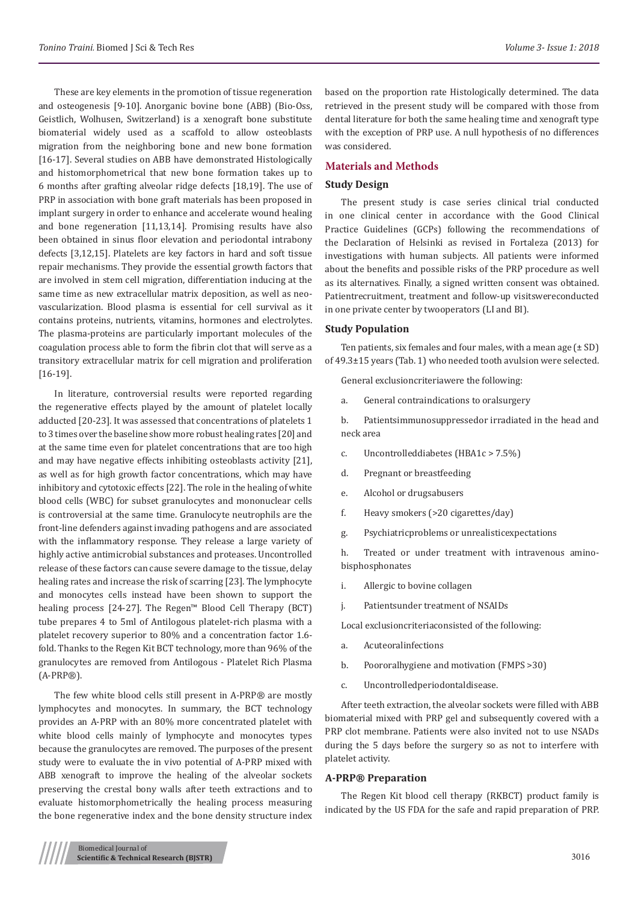These are key elements in the promotion of tissue regeneration and osteogenesis [9-10]. Anorganic bovine bone (ABB) (Bio-Oss, Geistlich, Wolhusen, Switzerland) is a xenograft bone substitute biomaterial widely used as a scaffold to allow osteoblasts migration from the neighboring bone and new bone formation [16-17]. Several studies on ABB have demonstrated Histologically and histomorphometrical that new bone formation takes up to 6 months after grafting alveolar ridge defects [18,19]. The use of PRP in association with bone graft materials has been proposed in implant surgery in order to enhance and accelerate wound healing and bone regeneration [11,13,14]. Promising results have also been obtained in sinus floor elevation and periodontal intrabony defects [3,12,15]. Platelets are key factors in hard and soft tissue repair mechanisms. They provide the essential growth factors that are involved in stem cell migration, differentiation inducing at the same time as new extracellular matrix deposition, as well as neo-vascularization. Blood plasma is essential for cell survival as it contains proteins, nutrients, vitamins, hormones and electrolytes. The plasma-proteins are particularly important molecules of the coagulation process able to form the fibrin clot that will serve as a transitory extracellular matrix for cell migration and proliferation [16-19].

In literature, controversial results were reported regarding the regenerative effects played by the amount of platelet locally adducted [20-23]. It was assessed that concentrations of platelets 1 to 3 times over the baseline show more robust healing rates [20] and at the same time even for platelet concentrations that are too high and may have negative effects inhibiting osteoblasts activity [21], as well as for high growth factor concentrations, which may have inhibitory and cytotoxic effects [22]. The role in the healing of white blood cells (WBC) for subset granulocytes and mononuclear cells is controversial at the same time. Granulocyte neutrophils are the front-line defenders against invading pathogens and are associated with the inflammatory response. They release a large variety of highly active antimicrobial substances and proteases. Uncontrolled release of these factors can cause severe damage to the tissue, delay healing rates and increase the risk of scarring [23]. The lymphocyte and monocytes cells instead have been shown to support the healing process [24-27]. The Regen™ Blood Cell Therapy (BCT) tube prepares 4 to 5ml of Antilogous platelet-rich plasma with a platelet recovery superior to 80% and a concentration factor 1.6-fold. Thanks to the Regen Kit BCT technology, more than 96% of the granulocytes are removed from Antilogous - Platelet Rich Plasma (A-PRP®).

The few white blood cells still present in A-PRP® are mostly lymphocytes and monocytes. In summary, the BCT technology provides an A-PRP with an 80% more concentrated platelet with white blood cells mainly of lymphocyte and monocytes types because the granulocytes are removed. The purposes of the present study were to evaluate the in vivo potential of A-PRP mixed with ABB xenograft to improve the healing of the alveolar sockets preserving the crestal bony walls after teeth extractions and to evaluate histomorphometrically the healing process measuring the bone regenerative index and the bone density structure index based on the proportion rate Histologically determined. The data retrieved in the present study will be compared with those from dental literature for both the same healing time and xenograft type with the exception of PRP use. A null hypothesis of no differences was considered.

## Materials and Methods

### Study Design

The present study is case series clinical trial conducted in one clinical center in accordance with the Good Clinical Practice Guidelines (GCPs) following the recommendations of the Declaration of Helsinki as revised in Fortaleza (2013) for investigations with human subjects. All patients were informed about the benefits and possible risks of the PRP procedure as well as its alternatives. Finally, a signed written consent was obtained. Patientrecruitment, treatment and follow-up visitswereconducted in one private center by twooperators (LI and BI).

### Study Population

Ten patients, six females and four males, with a mean age (± SD) of 49.3±15 years (Tab. 1) who needed tooth avulsion were selected.

General exclusioncriteriawere the following:

a. General contraindications to oralsurgery

b. Patientsimmunosuppressedor irradiated in the head and neck area

c. Uncontrolleddiabetes (HBA1c > 7.5%)

d. Pregnant or breastfeeding

e. Alcohol or drugsabusers

f. Heavy smokers (>20 cigarettes/day)

g. Psychiatricproblems or unrealisticexpectations

h. Treated or under treatment with intravenous amino-bisphosphonates

i. Allergic to bovine collagen

j. Patientsunder treatment of NSAIDs

Local exclusioncriteriaconsisted of the following:

a. Acuteoralinfections

b. Poororalhygiene and motivation (FMPS >30)

c. Uncontrolledperiodontaldisease.

After teeth extraction, the alveolar sockets were filled with ABB biomaterial mixed with PRP gel and subsequently covered with a PRP clot membrane. Patients were also invited not to use NSADs during the 5 days before the surgery so as not to interfere with platelet activity.

### A-PRP® Preparation

The Regen Kit blood cell therapy (RKBCT) product family is indicated by the US FDA for the safe and rapid preparation of PRP.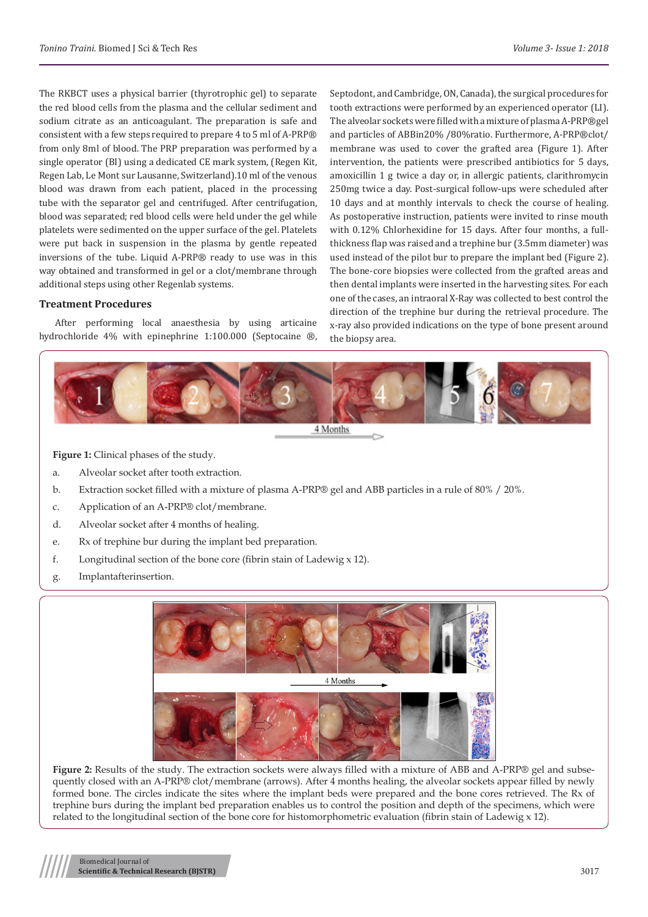The RKBCT uses a physical barrier (thyrotrophic gel) to separate the red blood cells from the plasma and the cellular sediment and sodium citrate as an anticoagulant. The preparation is safe and consistent with a few steps required to prepare 4 to 5 ml of A-PRP® from only 8ml of blood. The PRP preparation was performed by a single operator (BI) using a dedicated CE mark system, (Regen Kit, Regen Lab, Le Mont sur Lausanne, Switzerland).10 ml of the venous blood was drawn from each patient, placed in the processing tube with the separator gel and centrifuged. After centrifugation, blood was separated; red blood cells were held under the gel while platelets were sedimented on the upper surface of the gel. Platelets were put back in suspension in the plasma by gentle repeated inversions of the tube. Liquid A-PRP® ready to use was in this way obtained and transformed in gel or a clot/membrane through additional steps using other Regenlab systems.

### Treatment Procedures

After performing local anaesthesia by using articaine hydrochloride 4% with epinephrine 1:100.000 (Septocaine ®, Septodont, and Cambridge, ON, Canada), the surgical procedures for tooth extractions were performed by an experienced operator (LI). The alveolar sockets were filled with a mixture of plasma A-PRP®gel and particles of ABBin20% /80%ratio. Furthermore, A-PRP®clot/membrane was used to cover the grafted area (Figure 1). After intervention, the patients were prescribed antibiotics for 5 days, amoxicillin 1 g twice a day or, in allergic patients, clarithromycin 250mg twice a day. Post-surgical follow-ups were scheduled after 10 days and at monthly intervals to check the course of healing. As postoperative instruction, patients were invited to rinse mouth with 0.12% Chlorhexidine for 15 days. After four months, a full-thickness flap was raised and a trephine bur (3.5mm diameter) was used instead of the pilot bur to prepare the implant bed (Figure 2). The bone-core biopsies were collected from the grafted areas and then dental implants were inserted in the harvesting sites. For each one of the cases, an intraoral X-Ray was collected to best control the direction of the trephine bur during the retrieval procedure. The x-ray also provided indications on the type of bone present around the biopsy area.

**Figure 1:** Clinical phases of the study.

a. Alveolar socket after tooth extraction.
b. Extraction socket filled with a mixture of plasma A-PRP® gel and ABB particles in a rule of 80% / 20%.
c. Application of an A-PRP® clot/membrane.
d. Alveolar socket after 4 months of healing.
e. Rx of trephine bur during the implant bed preparation.
f. Longitudinal section of the bone core (fibrin stain of Ladewig x 12).
g. Implantafterinsertion.

**Figure 2:** Results of the study. The extraction sockets were always filled with a mixture of ABB and A-PRP® gel and subsequently closed with an A-PRP® clot/membrane (arrows). After 4 months healing, the alveolar sockets appear filled by newly formed bone. The circles indicate the sites where the implant beds were prepared and the bone cores retrieved. The Rx of trephine burs during the implant bed preparation enables us to control the position and depth of the specimens, which were related to the longitudinal section of the bone core for histomorphometric evaluation (fibrin stain of Ladewig x 12).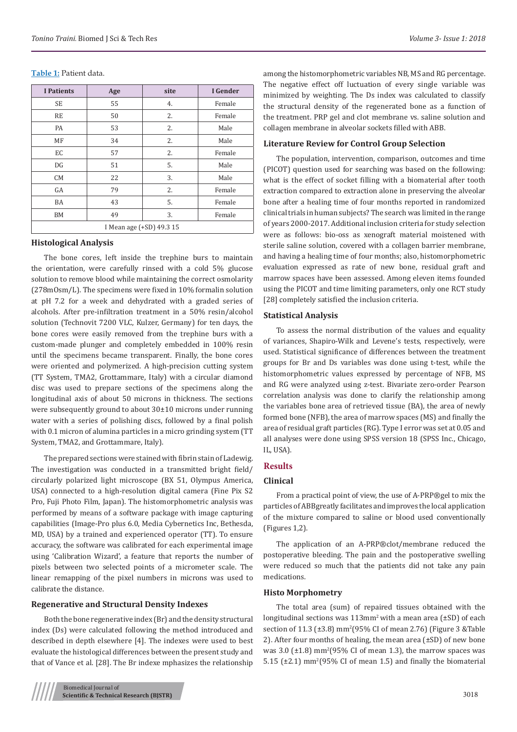**Table 1:** Patient data.

| I Patients | Age | site | I Gender |
|---|---|---|---|
| SE | 55 | 4. | Female |
| RE | 50 | 2. | Female |
| PA | 53 | 2. | Male |
| MF | 34 | 2. | Male |
| EC | 57 | 2. | Female |
| DG | 51 | 5. | Male |
| CM | 22 | 3. | Male |
| GA | 79 | 2. | Female |
| BA | 43 | 5. | Female |
| BM | 49 | 3. | Female |
| I Mean age (+SD) 49.3 15 | | | |

### Histological Analysis

The bone cores, left inside the trephine burs to maintain the orientation, were carefully rinsed with a cold 5% glucose solution to remove blood while maintaining the correct osmolarity (278mOsm/L). The specimens were fixed in 10% formalin solution at pH 7.2 for a week and dehydrated with a graded series of alcohols. After pre-infiltration treatment in a 50% resin/alcohol solution (Technovit 7200 VLC, Kulzer, Germany) for ten days, the bone cores were easily removed from the trephine burs with a custom-made plunger and completely embedded in 100% resin until the specimens became transparent. Finally, the bone cores were oriented and polymerized. A high-precision cutting system (TT System, TMA2, Grottammare, Italy) with a circular diamond disc was used to prepare sections of the specimens along the longitudinal axis of about 50 microns in thickness. The sections were subsequently ground to about 30±10 microns under running water with a series of polishing discs, followed by a final polish with 0.1 micron of alumina particles in a micro grinding system (TT System, TMA2, and Grottammare, Italy).

The prepared sections were stained with fibrin stain of Ladewig. The investigation was conducted in a transmitted bright field/ circularly polarized light microscope (BX 51, Olympus America, USA) connected to a high-resolution digital camera (Fine Pix S2 Pro, Fuji Photo Film, Japan). The histomorphometric analysis was performed by means of a software package with image capturing capabilities (Image-Pro plus 6.0, Media Cybernetics Inc, Bethesda, MD, USA) by a trained and experienced operator (TT). To ensure accuracy, the software was calibrated for each experimental image using 'Calibration Wizard', a feature that reports the number of pixels between two selected points of a micrometer scale. The linear remapping of the pixel numbers in microns was used to calibrate the distance.

### Regenerative and Structural Density Indexes

Both the bone regenerative index (Br) and the density structural index (Ds) were calculated following the method introduced and described in depth elsewhere [4]. The indexes were used to best evaluate the histological differences between the present study and that of Vance et al. [28]. The Br indexe mphasizes the relationship among the histomorphometric variables NB, MS and RG percentage. The negative effect off luctuation of every single variable was minimized by weighting. The Ds index was calculated to classify the structural density of the regenerated bone as a function of the treatment. PRP gel and clot membrane vs. saline solution and collagen membrane in alveolar sockets filled with ABB.

### Literature Review for Control Group Selection

The population, intervention, comparison, outcomes and time (PICOT) question used for searching was based on the following: what is the effect of socket filling with a biomaterial after tooth extraction compared to extraction alone in preserving the alveolar bone after a healing time of four months reported in randomized clinical trials in human subjects? The search was limited in the range of years 2000-2017. Additional inclusion criteria for study selection were as follows: bio-oss as xenograft material moistened with sterile saline solution, covered with a collagen barrier membrane, and having a healing time of four months; also, histomorphometric evaluation expressed as rate of new bone, residual graft and marrow spaces have been assessed. Among eleven items founded using the PICOT and time limiting parameters, only one RCT study [28] completely satisfied the inclusion criteria.

### Statistical Analysis

To assess the normal distribution of the values and equality of variances, Shapiro-Wilk and Levene's tests, respectively, were used. Statistical significance of differences between the treatment groups for Br and Ds variables was done using t-test, while the histomorphometric values expressed by percentage of NFB, MS and RG were analyzed using z-test. Bivariate zero-order Pearson correlation analysis was done to clarify the relationship among the variables bone area of retrieved tissue (BA), the area of newly formed bone (NFB), the area of marrow spaces (MS) and finally the area of residual graft particles (RG). Type I error was set at 0.05 and all analyses were done using SPSS version 18 (SPSS Inc., Chicago, IL, USA).

## Results

### Clinical

From a practical point of view, the use of A-PRP®gel to mix the particles of ABBgreatly facilitates and improves the local application of the mixture compared to saline or blood used conventionally (Figures 1,2).

The application of an A-PRP®clot/membrane reduced the postoperative bleeding. The pain and the postoperative swelling were reduced so much that the patients did not take any pain medications.

### Histo Morphometry

The total area (sum) of repaired tissues obtained with the longitudinal sections was 113mm$^2$ with a mean area (±SD) of each section of 11.3 (±3.8) mm$^2$(95% CI of mean 2.76) (Figure 3 &Table 2). After four months of healing, the mean area (±SD) of new bone was 3.0 (±1.8) mm$^2$(95% CI of mean 1.3), the marrow spaces was 5.15 (±2.1) mm$^2$(95% CI of mean 1.5) and finally the biomaterial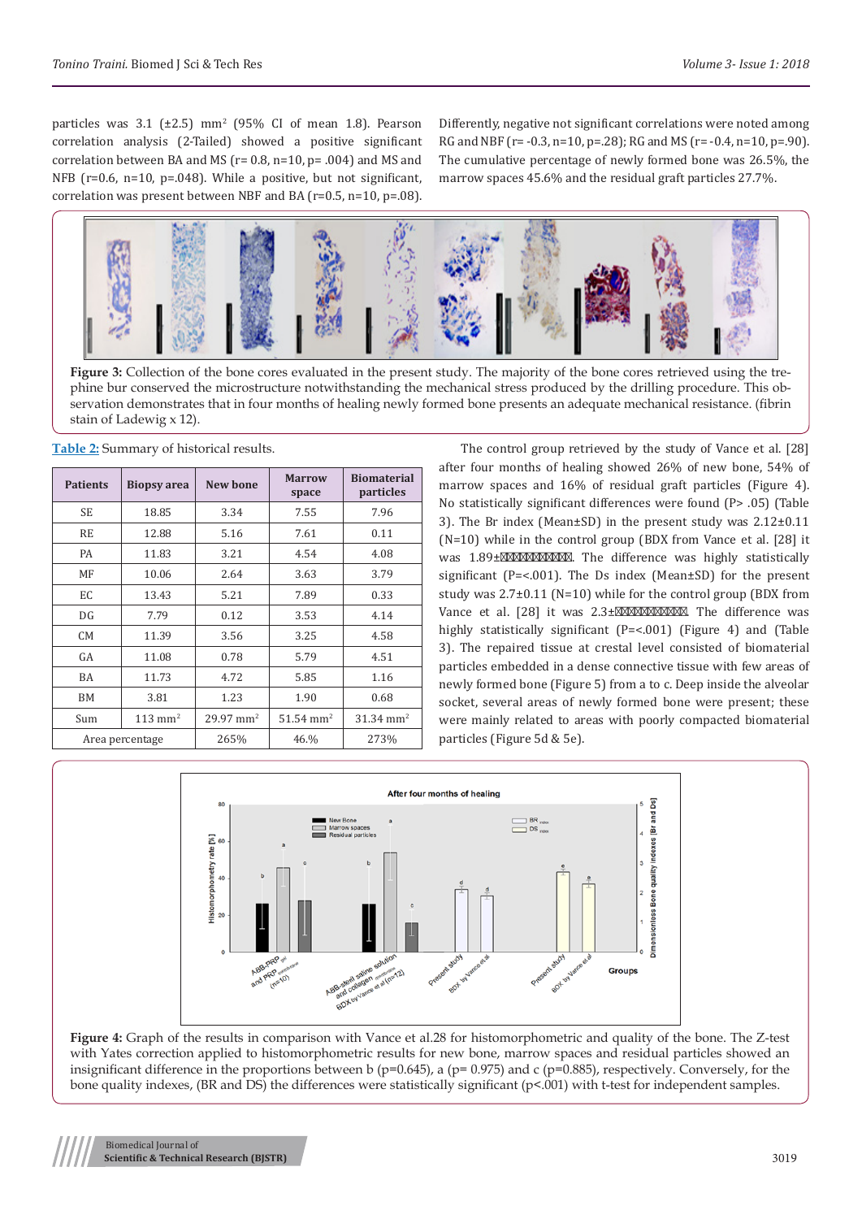particles was 3.1 (±2.5) $mm^2$ (95% CI of mean 1.8). Pearson correlation analysis (2-Tailed) showed a positive significant correlation between BA and MS (r= 0.8, n=10, p= .004) and MS and NFB (r=0.6, n=10, p=.048). While a positive, but not significant, correlation was present between NBF and BA (r=0.5, n=10, p=.08). Differently, negative not significant correlations were noted among RG and NBF (r= -0.3, n=10, p=.28); RG and MS (r= -0.4, n=10, p=.90). The cumulative percentage of newly formed bone was 26.5%, the marrow spaces 45.6% and the residual graft particles 27.7%.

**Figure 3:** Collection of the bone cores evaluated in the present study. The majority of the bone cores retrieved using the trephine bur conserved the microstructure notwithstanding the mechanical stress produced by the drilling procedure. This observation demonstrates that in four months of healing newly formed bone presents an adequate mechanical resistance. (fibrin stain of Ladewig x 12).

**Table 2:** Summary of historical results.

| Patients | Biopsy area | New bone | Marrow space | Biomaterial particles |
|---|---|---|---|---|
| SE | 18.85 | 3.34 | 7.55 | 7.96 |
| RE | 12.88 | 5.16 | 7.61 | 0.11 |
| PA | 11.83 | 3.21 | 4.54 | 4.08 |
| MF | 10.06 | 2.64 | 3.63 | 3.79 |
| EC | 13.43 | 5.21 | 7.89 | 0.33 |
| DG | 7.79 | 0.12 | 3.53 | 4.14 |
| CM | 11.39 | 3.56 | 3.25 | 4.58 |
| GA | 11.08 | 0.78 | 5.79 | 4.51 |
| BA | 11.73 | 4.72 | 5.85 | 1.16 |
| BM | 3.81 | 1.23 | 1.90 | 0.68 |
| Sum | 113 $mm^2$ | 29.97 $mm^2$ | 51.54 $mm^2$ | 31.34 $mm^2$ |
| Area percentage | | 265% | 46.% | 273% |

The control group retrieved by the study of Vance et al. [28] after four months of healing showed 26% of new bone, 54% of marrow spaces and 16% of residual graft particles (Figure 4). No statistically significant differences were found (P> .05) (Table 3). The Br index (Mean±SD) in the present study was 2.12±0.11 (N=10) while in the control group (BDX from Vance et al. [28] it was 1.89±. The difference was highly statistically significant (P=<.001). The Ds index (Mean±SD) for the present study was 2.7±0.11 (N=10) while for the control group (BDX from Vance et al. [28] it was 2.3±. The difference was highly statistically significant (P=<.001) (Figure 4) and (Table 3). The repaired tissue at crestal level consisted of biomaterial particles embedded in a dense connective tissue with few areas of newly formed bone (Figure 5) from a to c. Deep inside the alveolar socket, several areas of newly formed bone were present; these were mainly related to areas with poorly compacted biomaterial particles (Figure 5d & 5e).

**Figure 4:** Graph of the results in comparison with Vance et al.28 for histomorphometric and quality of the bone. The Z-test with Yates correction applied to histomorphometric results for new bone, marrow spaces and residual particles showed an insignificant difference in the proportions between b (p=0.645), a (p= 0.975) and c (p=0.885), respectively. Conversely, for the bone quality indexes, (BR and DS) the differences were statistically significant (p<.001) with t-test for independent samples.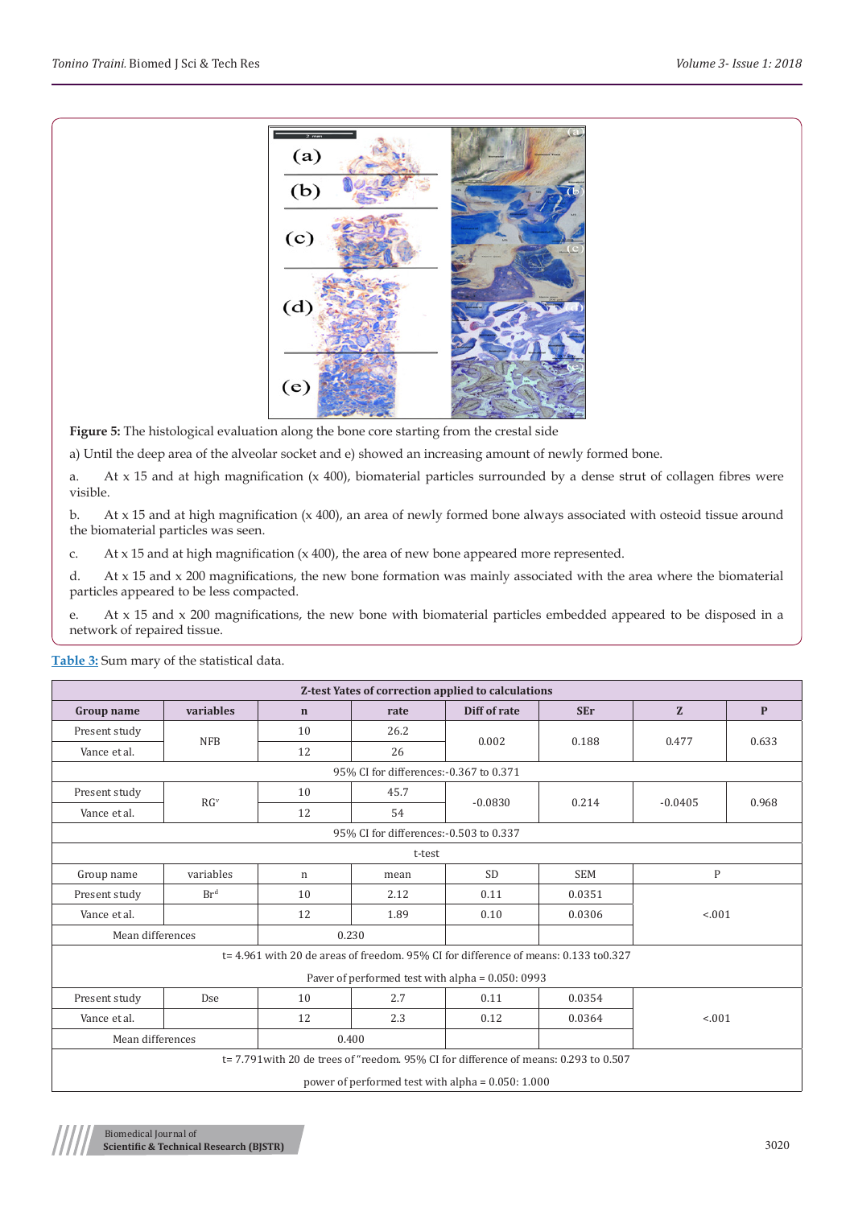**Figure 5:** The histological evaluation along the bone core starting from the crestal side

a) Until the deep area of the alveolar socket and e) showed an increasing amount of newly formed bone.

a. At x 15 and at high magnification (x 400), biomaterial particles surrounded by a dense strut of collagen fibres were visible.

b. At x 15 and at high magnification (x 400), an area of newly formed bone always associated with osteoid tissue around the biomaterial particles was seen.

c. At x 15 and at high magnification (x 400), the area of new bone appeared more represented.

d. At x 15 and x 200 magnifications, the new bone formation was mainly associated with the area where the biomaterial particles appeared to be less compacted.

e. At x 15 and x 200 magnifications, the new bone with biomaterial particles embedded appeared to be disposed in a network of repaired tissue.

**Table 3:** Sum mary of the statistical data.

| Z-test Yates of correction applied to calculations | | | | | | | |
|---|---|---|---|---|---|---|---|
| **Group name** | **variables** | **n** | **rate** | **Diff of rate** | **SEr** | **Z** | **P** |
| Present study | NFB | 10 | 26.2 | 0.002 | 0.188 | 0.477 | 0.633 |
| Vance et al. | | 12 | 26 | | | | |
| 95% CI for differences:-0.367 to 0.371 | | | | | | | |
| Present study | RG$^{v}$ | 10 | 45.7 | -0.0830 | 0.214 | -0.0405 | 0.968 |
| Vance et al. | | 12 | 54 | | | | |
| 95% CI for differences:-0.503 to 0.337 | | | | | | | |
| t-test | | | | | | | |
| Group name | variables | n | mean | SD | SEM | P | |
| Present study | Br$^{d}$ | 10 | 2.12 | 0.11 | 0.0351 | <.001 | |
| Vance et al. | | 12 | 1.89 | 0.10 | 0.0306 | | |
| Mean differences | | 0.230 | | | | | |
| t= 4.961 with 20 de areas of freedom. 95% CI for difference of means: 0.133 to0.327<br>Paver of performed test with alpha = 0.050: 0993 | | | | | | | |
| Present study | Dse | 10 | 2.7 | 0.11 | 0.0354 | <.001 | |
| Vance et al. | | 12 | 2.3 | 0.12 | 0.0364 | | |
| Mean differences | | 0.400 | | | | | |
| t= 7.791with 20 de trees of "reedom. 95% CI for difference of means: 0.293 to 0.507<br>power of performed test with alpha = 0.050: 1.000 | | | | | | | |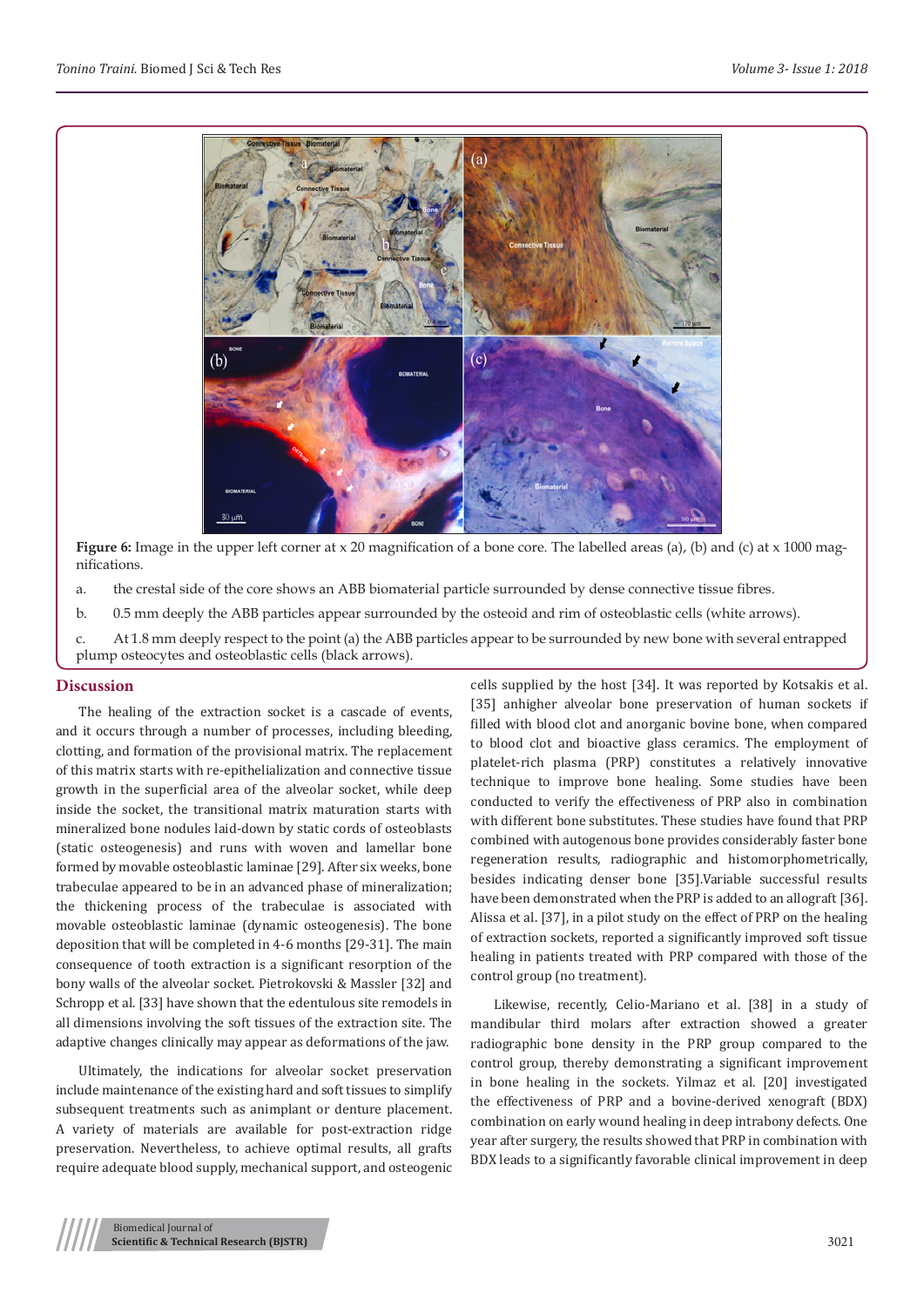**Figure 6:** Image in the upper left corner at x 20 magnification of a bone core. The labelled areas (a), (b) and (c) at x 1000 magnifications.

a. the crestal side of the core shows an ABB biomaterial particle surrounded by dense connective tissue fibres.

b. 0.5 mm deeply the ABB particles appear surrounded by the osteoid and rim of osteoblastic cells (white arrows).

c. At 1.8 mm deeply respect to the point (a) the ABB particles appear to be surrounded by new bone with several entrapped plump osteocytes and osteoblastic cells (black arrows).

## Discussion

The healing of the extraction socket is a cascade of events, and it occurs through a number of processes, including bleeding, clotting, and formation of the provisional matrix. The replacement of this matrix starts with re-epithelialization and connective tissue growth in the superficial area of the alveolar socket, while deep inside the socket, the transitional matrix maturation starts with mineralized bone nodules laid-down by static cords of osteoblasts (static osteogenesis) and runs with woven and lamellar bone formed by movable osteoblastic laminae [29]. After six weeks, bone trabeculae appeared to be in an advanced phase of mineralization; the thickening process of the trabeculae is associated with movable osteoblastic laminae (dynamic osteogenesis). The bone deposition that will be completed in 4-6 months [29-31]. The main consequence of tooth extraction is a significant resorption of the bony walls of the alveolar socket. Pietrokovski & Massler [32] and Schropp et al. [33] have shown that the edentulous site remodels in all dimensions involving the soft tissues of the extraction site. The adaptive changes clinically may appear as deformations of the jaw.

Ultimately, the indications for alveolar socket preservation include maintenance of the existing hard and soft tissues to simplify subsequent treatments such as animplant or denture placement. A variety of materials are available for post-extraction ridge preservation. Nevertheless, to achieve optimal results, all grafts require adequate blood supply, mechanical support, and osteogenic cells supplied by the host [34]. It was reported by Kotsakis et al. [35] anhigher alveolar bone preservation of human sockets if filled with blood clot and anorganic bovine bone, when compared to blood clot and bioactive glass ceramics. The employment of platelet-rich plasma (PRP) constitutes a relatively innovative technique to improve bone healing. Some studies have been conducted to verify the effectiveness of PRP also in combination with different bone substitutes. These studies have found that PRP combined with autogenous bone provides considerably faster bone regeneration results, radiographic and histomorphometrically, besides indicating denser bone [35].Variable successful results have been demonstrated when the PRP is added to an allograft [36]. Alissa et al. [37], in a pilot study on the effect of PRP on the healing of extraction sockets, reported a significantly improved soft tissue healing in patients treated with PRP compared with those of the control group (no treatment).

Likewise, recently, Celio-Mariano et al. [38] in a study of mandibular third molars after extraction showed a greater radiographic bone density in the PRP group compared to the control group, thereby demonstrating a significant improvement in bone healing in the sockets. Yilmaz et al. [20] investigated the effectiveness of PRP and a bovine-derived xenograft (BDX) combination on early wound healing in deep intrabony defects. One year after surgery, the results showed that PRP in combination with BDX leads to a significantly favorable clinical improvement in deep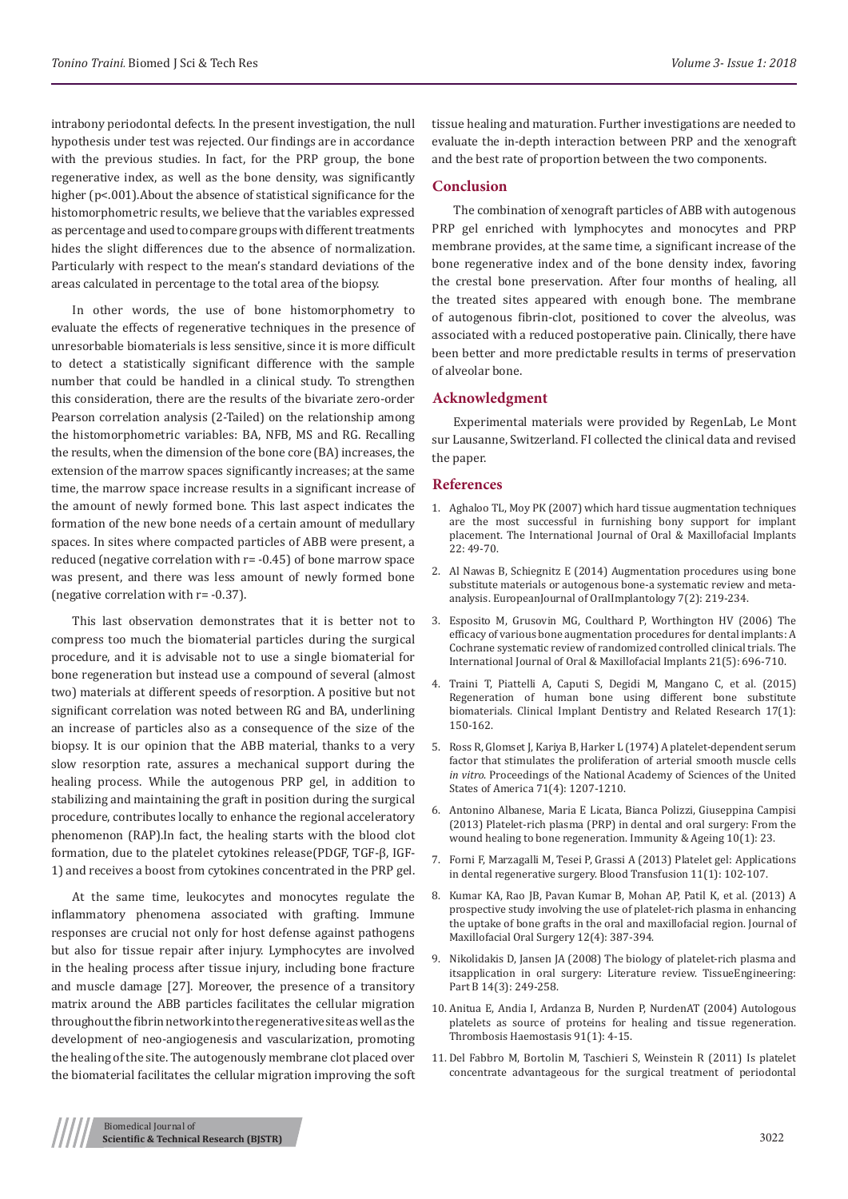intrabony periodontal defects. In the present investigation, the null hypothesis under test was rejected. Our findings are in accordance with the previous studies. In fact, for the PRP group, the bone regenerative index, as well as the bone density, was significantly higher ($p<.001$).About the absence of statistical significance for the histomorphometric results, we believe that the variables expressed as percentage and used to compare groups with different treatments hides the slight differences due to the absence of normalization. Particularly with respect to the mean's standard deviations of the areas calculated in percentage to the total area of the biopsy.

In other words, the use of bone histomorphometry to evaluate the effects of regenerative techniques in the presence of unresorbable biomaterials is less sensitive, since it is more difficult to detect a statistically significant difference with the sample number that could be handled in a clinical study. To strengthen this consideration, there are the results of the bivariate zero-order Pearson correlation analysis (2-Tailed) on the relationship among the histomorphometric variables: BA, NFB, MS and RG. Recalling the results, when the dimension of the bone core (BA) increases, the extension of the marrow spaces significantly increases; at the same time, the marrow space increase results in a significant increase of the amount of newly formed bone. This last aspect indicates the formation of the new bone needs of a certain amount of medullary spaces. In sites where compacted particles of ABB were present, a reduced (negative correlation with $r= -0.45$) of bone marrow space was present, and there was less amount of newly formed bone (negative correlation with $r= -0.37$).

This last observation demonstrates that it is better not to compress too much the biomaterial particles during the surgical procedure, and it is advisable not to use a single biomaterial for bone regeneration but instead use a compound of several (almost two) materials at different speeds of resorption. A positive but not significant correlation was noted between RG and BA, underlining an increase of particles also as a consequence of the size of the biopsy. It is our opinion that the ABB material, thanks to a very slow resorption rate, assures a mechanical support during the healing process. While the autogenous PRP gel, in addition to stabilizing and maintaining the graft in position during the surgical procedure, contributes locally to enhance the regional acceleratory phenomenon (RAP).In fact, the healing starts with the blood clot formation, due to the platelet cytokines release(PDGF, TGF-β, IGF-1) and receives a boost from cytokines concentrated in the PRP gel.

At the same time, leukocytes and monocytes regulate the inflammatory phenomena associated with grafting. Immune responses are crucial not only for host defense against pathogens but also for tissue repair after injury. Lymphocytes are involved in the healing process after tissue injury, including bone fracture and muscle damage [27]. Moreover, the presence of a transitory matrix around the ABB particles facilitates the cellular migration throughout the fibrin network into the regenerative site as well as the development of neo-angiogenesis and vascularization, promoting the healing of the site. The autogenously membrane clot placed over the biomaterial facilitates the cellular migration improving the soft tissue healing and maturation. Further investigations are needed to evaluate the in-depth interaction between PRP and the xenograft and the best rate of proportion between the two components.

## Conclusion

The combination of xenograft particles of ABB with autogenous PRP gel enriched with lymphocytes and monocytes and PRP membrane provides, at the same time, a significant increase of the bone regenerative index and of the bone density index, favoring the crestal bone preservation. After four months of healing, all the treated sites appeared with enough bone. The membrane of autogenous fibrin-clot, positioned to cover the alveolus, was associated with a reduced postoperative pain. Clinically, there have been better and more predictable results in terms of preservation of alveolar bone.

## Acknowledgment

Experimental materials were provided by RegenLab, Le Mont sur Lausanne, Switzerland. FI collected the clinical data and revised the paper.

## References

1. Aghaloo TL, Moy PK (2007) which hard tissue augmentation techniques are the most successful in furnishing bony support for implant placement. The International Journal of Oral & Maxillofacial Implants 22: 49-70.
2. Al Nawas B, Schiegnitz E (2014) Augmentation procedures using bone substitute materials or autogenous bone-a systematic review and meta-analysis. EuropeanJournal of OralImplantology 7(2): 219-234.
3. Esposito M, Grusovin MG, Coulthard P, Worthington HV (2006) The efficacy of various bone augmentation procedures for dental implants: A Cochrane systematic review of randomized controlled clinical trials. The International Journal of Oral & Maxillofacial Implants 21(5): 696-710.
4. Traini T, Piattelli A, Caputi S, Degidi M, Mangano C, et al. (2015) Regeneration of human bone using different bone substitute biomaterials. Clinical Implant Dentistry and Related Research 17(1): 150-162.
5. Ross R, Glomset J, Kariya B, Harker L (1974) A platelet-dependent serum factor that stimulates the proliferation of arterial smooth muscle cells *in vitro*. Proceedings of the National Academy of Sciences of the United States of America 71(4): 1207-1210.
6. Antonino Albanese, Maria E Licata, Bianca Polizzi, Giuseppina Campisi (2013) Platelet-rich plasma (PRP) in dental and oral surgery: From the wound healing to bone regeneration. Immunity & Ageing 10(1): 23.
7. Forni F, Marzagalli M, Tesei P, Grassi A (2013) Platelet gel: Applications in dental regenerative surgery. Blood Transfusion 11(1): 102-107.
8. Kumar KA, Rao JB, Pavan Kumar B, Mohan AP, Patil K, et al. (2013) A prospective study involving the use of platelet-rich plasma in enhancing the uptake of bone grafts in the oral and maxillofacial region. Journal of Maxillofacial Oral Surgery 12(4): 387-394.
9. Nikolidakis D, Jansen JA (2008) The biology of platelet-rich plasma and itsapplication in oral surgery: Literature review. TissueEngineering: Part B 14(3): 249-258.
10. Anitua E, Andia I, Ardanza B, Nurden P, NurdenAT (2004) Autologous platelets as source of proteins for healing and tissue regeneration. Thrombosis Haemostasis 91(1): 4-15.
11. Del Fabbro M, Bortolin M, Taschieri S, Weinstein R (2011) Is platelet concentrate advantageous for the surgical treatment of periodontal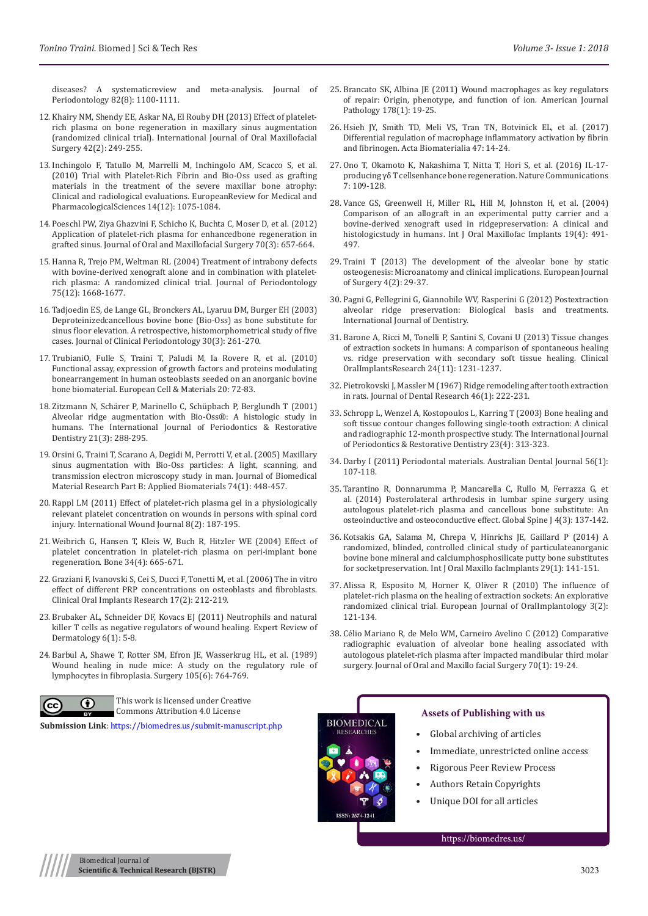diseases? A systematicreview and meta-analysis. Journal of Periodontology 82(8): 1100-1111.

12. Khairy NM, Shendy EE, Askar NA, El Rouby DH (2013) Effect of platelet-rich plasma on bone regeneration in maxillary sinus augmentation (randomized clinical trial). International Journal of Oral Maxillofacial Surgery 42(2): 249-255.
13. Inchingolo F, Tatullo M, Marrelli M, Inchingolo AM, Scacco S, et al. (2010) Trial with Platelet-Rich Fibrin and Bio-Oss used as grafting materials in the treatment of the severe maxillar bone atrophy: Clinical and radiological evaluations. EuropeanReview for Medical and PharmacologicalSciences 14(12): 1075-1084.
14. Poeschl PW, Ziya Ghazvini F, Schicho K, Buchta C, Moser D, et al. (2012) Application of platelet-rich plasma for enhancedbone regeneration in grafted sinus. Journal of Oral and Maxillofacial Surgery 70(3): 657-664.
15. Hanna R, Trejo PM, Weltman RL (2004) Treatment of intrabony defects with bovine-derived xenograft alone and in combination with platelet-rich plasma: A randomized clinical trial. Journal of Periodontology 75(12): 1668-1677.
16. Tadjoedin ES, de Lange GL, Bronckers AL, Lyaruu DM, Burger EH (2003) Deproteinizedcancellous bovine bone (Bio-Oss) as bone substitute for sinus floor elevation. A retrospective, histomorphometrical study of five cases. Journal of Clinical Periodontology 30(3): 261-270.
17. TrubianiO, Fulle S, Traini T, Paludi M, la Rovere R, et al. (2010) Functional assay, expression of growth factors and proteins modulating bonearrangement in human osteoblasts seeded on an anorganic bovine bone biomaterial. European Cell & Materials 20: 72-83.
18. Zitzmann N, Schärer P, Marinello C, Schüpbach P, Berglundh T (2001) Alveolar ridge augmentation with Bio-Oss®: A histologic study in humans. The International Journal of Periodontics & Restorative Dentistry 21(3): 288-295.
19. Orsini G, Traini T, Scarano A, Degidi M, Perrotti V, et al. (2005) Maxillary sinus augmentation with Bio-Oss particles: A light, scanning, and transmission electron microscopy study in man. Journal of Biomedical Material Research Part B: Applied Biomaterials 74(1): 448-457.
20. Rappl LM (2011) Effect of platelet-rich plasma gel in a physiologically relevant platelet concentration on wounds in persons with spinal cord injury. International Wound Journal 8(2): 187-195.
21. Weibrich G, Hansen T, Kleis W, Buch R, Hitzler WE (2004) Effect of platelet concentration in platelet-rich plasma on peri-implant bone regeneration. Bone 34(4): 665-671.
22. Graziani F, Ivanovski S, Cei S, Ducci F, Tonetti M, et al. (2006) The in vitro effect of different PRP concentrations on osteoblasts and fibroblasts. Clinical Oral Implants Research 17(2): 212-219.
23. Brubaker AL, Schneider DF, Kovacs EJ (2011) Neutrophils and natural killer T cells as negative regulators of wound healing. Expert Review of Dermatology 6(1): 5-8.
24. Barbul A, Shawe T, Rotter SM, Efron JE, Wasserkrug HL, et al. (1989) Wound healing in nude mice: A study on the regulatory role of lymphocytes in fibroplasia. Surgery 105(6): 764-769.
25. Brancato SK, Albina JE (2011) Wound macrophages as key regulators of repair: Origin, phenotype, and function of ion. American Journal Pathology 178(1): 19-25.
26. Hsieh JY, Smith TD, Meli VS, Tran TN, Botvinick EL, et al. (2017) Differential regulation of macrophage inflammatory activation by fibrin and fibrinogen. Acta Biomaterialia 47: 14-24.
27. Ono T, Okamoto K, Nakashima T, Nitta T, Hori S, et al. (2016) IL-17-producing γδ T cellsenhance bone regeneration. Nature Communications 7: 109-128.
28. Vance GS, Greenwell H, Miller RL, Hill M, Johnston H, et al. (2004) Comparison of an allograft in an experimental putty carrier and a bovine-derived xenograft used in ridgepreservation: A clinical and histologicstudy in humans. Int J Oral Maxillofac Implants 19(4): 491-497.
29. Traini T (2013) The development of the alveolar bone by static osteogenesis: Microanatomy and clinical implications. European Journal of Surgery 4(2): 29-37.
30. Pagni G, Pellegrini G, Giannobile WV, Rasperini G (2012) Postextraction alveolar ridge preservation: Biological basis and treatments. International Journal of Dentistry.
31. Barone A, Ricci M, Tonelli P, Santini S, Covani U (2013) Tissue changes of extraction sockets in humans: A comparison of spontaneous healing vs. ridge preservation with secondary soft tissue healing. Clinical OralImplantsResearch 24(11): 1231-1237.
32. Pietrokovski J, Massler M (1967) Ridge remodeling after tooth extraction in rats. Journal of Dental Research 46(1): 222-231.
33. Schropp L, Wenzel A, Kostopoulos L, Karring T (2003) Bone healing and soft tissue contour changes following single-tooth extraction: A clinical and radiographic 12-month prospective study. The International Journal of Periodontics & Restorative Dentistry 23(4): 313-323.
34. Darby I (2011) Periodontal materials. Australian Dental Journal 56(1): 107-118.
35. Tarantino R, Donnarumma P, Mancarella C, Rullo M, Ferrazza G, et al. (2014) Posterolateral arthrodesis in lumbar spine surgery using autologous platelet-rich plasma and cancellous bone substitute: An osteoinductive and osteoconductive effect. Global Spine J 4(3): 137-142.
36. Kotsakis GA, Salama M, Chrepa V, Hinrichs JE, Gaillard P (2014) A randomized, blinded, controlled clinical study of particulateanorganic bovine bone mineral and calciumphosphosilicate putty bone substitutes for socketpreservation. Int J Oral Maxillo facImplants 29(1): 141-151.
37. Alissa R, Esposito M, Horner K, Oliver R (2010) The influence of platelet-rich plasma on the healing of extraction sockets: An explorative randomized clinical trial. European Journal of OralImplantology 3(2): 121-134.
38. Célio Mariano R, de Melo WM, Carneiro Avelino C (2012) Comparative radiographic evaluation of alveolar bone healing associated with autologous platelet-rich plasma after impacted mandibular third molar surgery. Journal of Oral and Maxillo facial Surgery 70(1): 19-24.

This work is licensed under Creative Commons Attribution 4.0 License

**Submission Link**: https://biomedres.us/submit-manuscript.php

**Assets of Publishing with us**

- Global archiving of articles
- Immediate, unrestricted online access
- Rigorous Peer Review Process
- Authors Retain Copyrights
- Unique DOI for all articles

https://biomedres.us/